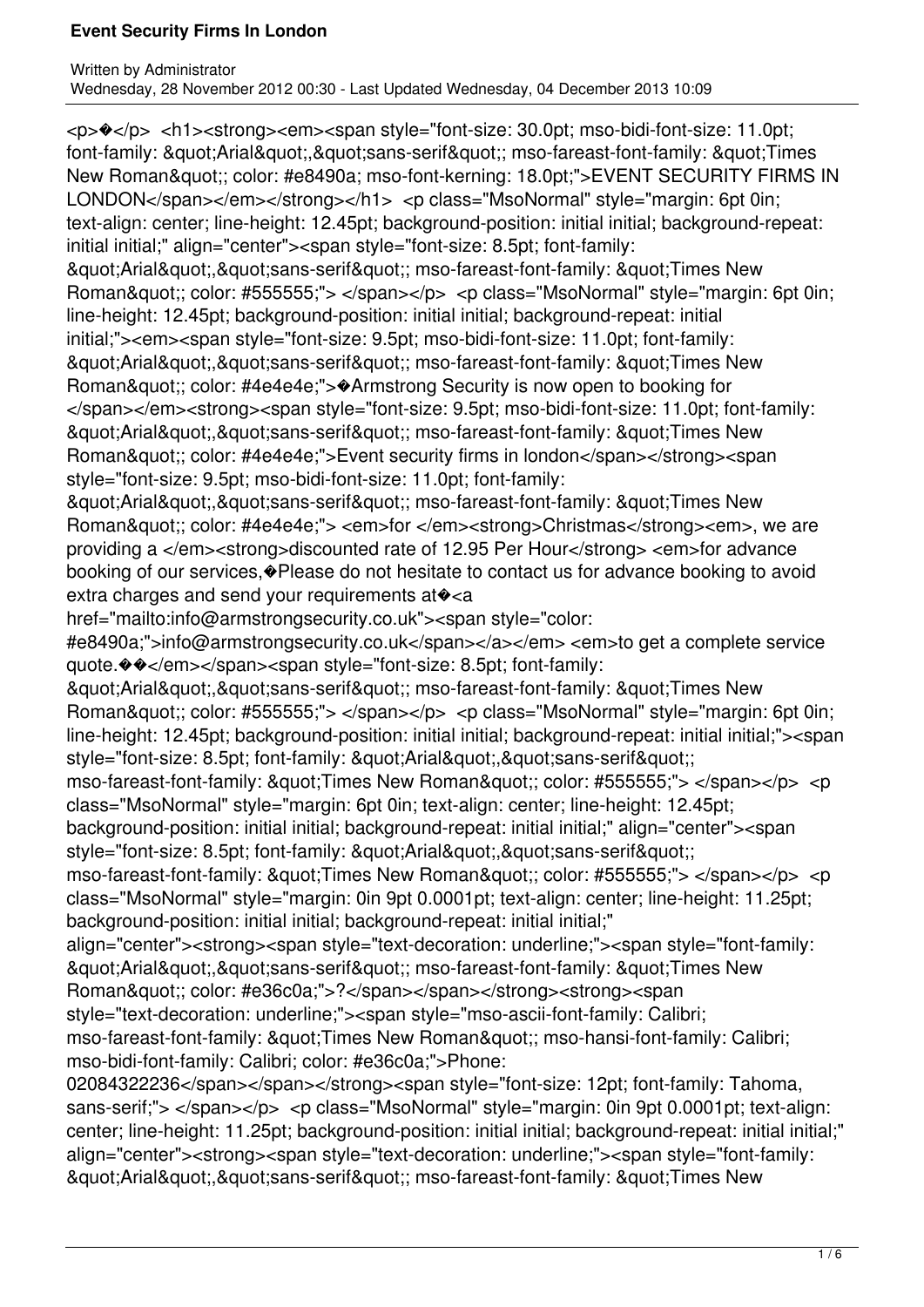```
<p>�</p> <h1><strong><em><span style="font-size: 30.0pt; mso-bidi-font-size: 11.0pt;
font-family: &quot;Arial&quot;,&quot;sans-serif&quot;; mso-fareast-font-family: &quot;Times
New Roman&quot;; color: #e8490a; mso-font-kerning: 18.0pt;">EVENT SECURITY FIRMS IN
LONDON</span></em></strong></h1> <p class="MsoNormal" style="margin: 6pt 0in;
text-align: center; line-height: 12.45pt; background-position: initial initial; background-repeat:
initial initial;" align="center"><span style="font-size: 8.5pt; font-family:
&quot;Arial&quot;,&quot;sans-serif&quot;; mso-fareast-font-family: &quot;Times New
Roman&quot;; color: #555555;"> </span></p> <p class="MsoNormal" style="margin: 6pt 0in;
line-height: 12.45pt; background-position: initial initial; background-repeat: initial
initial;"><em><span style="font-size: 9.5pt; mso-bidi-font-size: 11.0pt; font-family:
&quot;Arial&quot;,&quot;sans-serif&quot;; mso-fareast-font-family: &quot;Times New
Roman&quot;; color: #4e4e4e;">�Armstrong Security is now open to booking for
</span></em><strong><span style="font-size: 9.5pt; mso-bidi-font-size: 11.0pt; font-family:
&quot;Arial&quot;,&quot;sans-serif&quot;; mso-fareast-font-family: &quot;Times New
Roman&quot;; color: #4e4e4e;">Event security firms in london</span></strong><span
style="font-size: 9.5pt; mso-bidi-font-size: 11.0pt; font-family:
&quot;Arial&quot;,&quot;sans-serif&quot;; mso-fareast-font-family: &quot;Times New
Roman&quot;; color: #4e4e4e;"> <em>for </em><strong>Christmas</strong><em>, we are
providing a </em><strong>discounted rate of 12.95 Per Hour</strong> <em>for advance
booking of our services,�Please do not hesitate to contact us for advance booking to avoid
extra charges and send your requirements at�<a
href="mailto:info@armstrongsecurity.co.uk"><span style="color:
#e8490a;">info@armstrongsecurity.co.uk</span></a></em> <em>to get a complete service
quote.��</em></span><span style="font-size: 8.5pt; font-family:
&quot;Arial&quot;,&quot;sans-serif&quot;; mso-fareast-font-family: &quot;Times New
Roman&quot;; color: #555555;"> </span></p> <p class="MsoNormal" style="margin: 6pt 0in;
line-height: 12.45pt; background-position: initial initial; background-repeat: initial initial;"><span
style="font-size: 8.5pt; font-family: &quot;Arial&quot;,&quot;sans-serif&quot;;
mso-fareast-font-family: &quot;Times New Roman&quot;; color: #555555;"> </span></p> <p
class="MsoNormal" style="margin: 6pt 0in; text-align: center; line-height: 12.45pt;
background-position: initial initial; background-repeat: initial initial;" align="center"><span
style="font-size: 8.5pt; font-family: &quot;Arial&quot;,&quot;sans-serif&quot;;
mso-fareast-font-family: &quot;Times New Roman&quot;; color: #555555;"> </span></p> <p
class="MsoNormal" style="margin: 0in 9pt 0.0001pt; text-align: center; line-height: 11.25pt;
background-position: initial initial; background-repeat: initial initial;"
align="center"><strong><span style="text-decoration: underline;"><span style="font-family:
&quot;Arial&quot;,&quot;sans-serif&quot;; mso-fareast-font-family: &quot;Times New
Roman&quot;; color: #e36c0a;">?</span></span></strong><strong><span
style="text-decoration: underline;"><span style="mso-ascii-font-family: Calibri;
mso-fareast-font-family: &quot;Times New Roman&quot;; mso-hansi-font-family: Calibri;
mso-bidi-font-family: Calibri; color: #e36c0a;">Phone:
02084322236</span></span></strong><span style="font-size: 12pt; font-family: Tahoma,
sans-serif;"> </span></p> <p class="MsoNormal" style="margin: 0in 9pt 0.0001pt; text-align:
center; line-height: 11.25pt; background-position: initial initial; background-repeat: initial initial;"
align="center"><strong><span style="text-decoration: underline;"><span style="font-family:
&quot;Arial&quot;,&quot;sans-serif&quot;; mso-fareast-font-family: &quot;Times New
```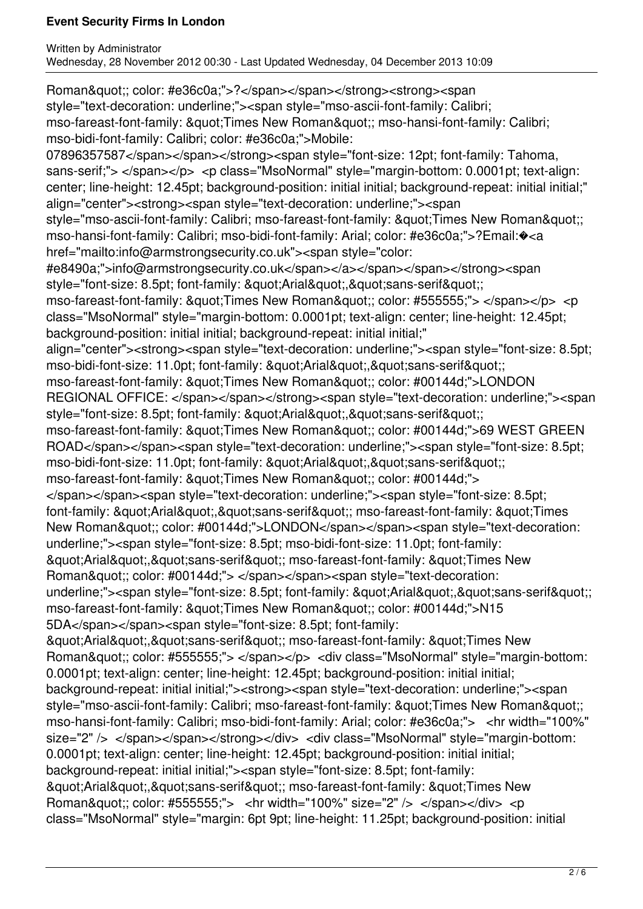Roman&quot;; color: #e36c0a;">?</span></span></strong><strong><span style="text-decoration: underline;"><span style="mso-ascii-font-family: Calibri; mso-fareast-font-family: &quot;Times New Roman&quot;; mso-hansi-font-family: Calibri; mso-bidi-font-family: Calibri; color: #e36c0a;">Mobile: 07896357587</span></span></strong><span style="font-size: 12pt; font-family: Tahoma, sans-serif;"> </span></p> <p class="MsoNormal" style="margin-bottom: 0.0001pt; text-align: center; line-height: 12.45pt; background-position: initial initial; background-repeat: initial initial;" align="center"><strong><span style="text-decoration: underline;"><span style="mso-ascii-font-family: Calibri; mso-fareast-font-family: &quot;Times New Roman&quot;; mso-hansi-font-family: Calibri; mso-bidi-font-family: Arial; color: #e36c0a;">?Email:�<a href="mailto:info@armstrongsecurity.co.uk"><span style="color: #e8490a;">info@armstrongsecurity.co.uk</span></a></span></span></strong><span style="font-size: 8.5pt; font-family: &quot;Arial&quot;,&quot;sans-serif&quot;; mso-fareast-font-family: &quot;Times New Roman&quot;; color: #555555;"> </span></p> <p class="MsoNormal" style="margin-bottom: 0.0001pt; text-align: center; line-height: 12.45pt; background-position: initial initial; background-repeat: initial initial;" align="center"><strong><span style="text-decoration: underline;"><span style="font-size: 8.5pt; mso-bidi-font-size: 11.0pt; font-family: &quot;Arial&quot;,&quot;sans-serif&quot;; mso-fareast-font-family: &quot;Times New Roman&quot;; color: #00144d;">LONDON REGIONAL OFFICE: </span></span></strong><span style="text-decoration: underline;"><span style="font-size: 8.5pt; font-family: &quot;Arial&quot;,&quot;sans-serif&quot;; mso-fareast-font-family: &quot;Times New Roman&quot;; color: #00144d;">69 WEST GREEN ROAD</span></span><span style="text-decoration: underline;"><span style="font-size: 8.5pt; mso-bidi-font-size: 11.0pt; font-family: &quot;Arial&quot;,&quot;sans-serif&quot;; mso-fareast-font-family: &quot;Times New Roman&quot;; color: #00144d;"> </span></span><span style="text-decoration: underline;"><span style="font-size: 8.5pt; font-family: &quot;Arial&quot;,&quot;sans-serif&quot;; mso-fareast-font-family: &quot;Times New Roman&quot;; color: #00144d;">LONDON</span></span><span style="text-decoration: underline;"><span style="font-size: 8.5pt; mso-bidi-font-size: 11.0pt; font-family: &quot;Arial&quot;,&quot;sans-serif&quot;; mso-fareast-font-family: &quot;Times New Roman&quot;; color: #00144d;"> </span></span><span style="text-decoration: underline;"><span style="font-size: 8.5pt; font-family: &quot;Arial&quot;,&quot;sans-serif&quot;; mso-fareast-font-family: &quot;Times New Roman&quot;; color: #00144d;">N15 5DA</span></span><span style="font-size: 8.5pt; font-family: &quot;Arial&quot;,&quot;sans-serif&quot;; mso-fareast-font-family: &quot;Times New Roman&quot;; color: #555555;"> </span></p> <div class="MsoNormal" style="margin-bottom: 0.0001pt; text-align: center; line-height: 12.45pt; background-position: initial initial; background-repeat: initial initial;"><strong><span style="text-decoration: underline;"><span style="mso-ascii-font-family: Calibri; mso-fareast-font-family: &quot;Times New Roman&quot;; mso-hansi-font-family: Calibri; mso-bidi-font-family: Arial; color: #e36c0a;"> <hr width="100%" size="2" /> </span></span></strong></div> <div class="MsoNormal" style="margin-bottom: 0.0001pt; text-align: center; line-height: 12.45pt; background-position: initial initial; background-repeat: initial initial;"><span style="font-size: 8.5pt; font-family: &quot;Arial&quot;,&quot;sans-serif&quot;; mso-fareast-font-family: &quot;Times New Roman&quot;; color: #555555;"> <hr width="100%" size="2" /> </span></div> <p class="MsoNormal" style="margin: 6pt 9pt; line-height: 11.25pt; background-position: initial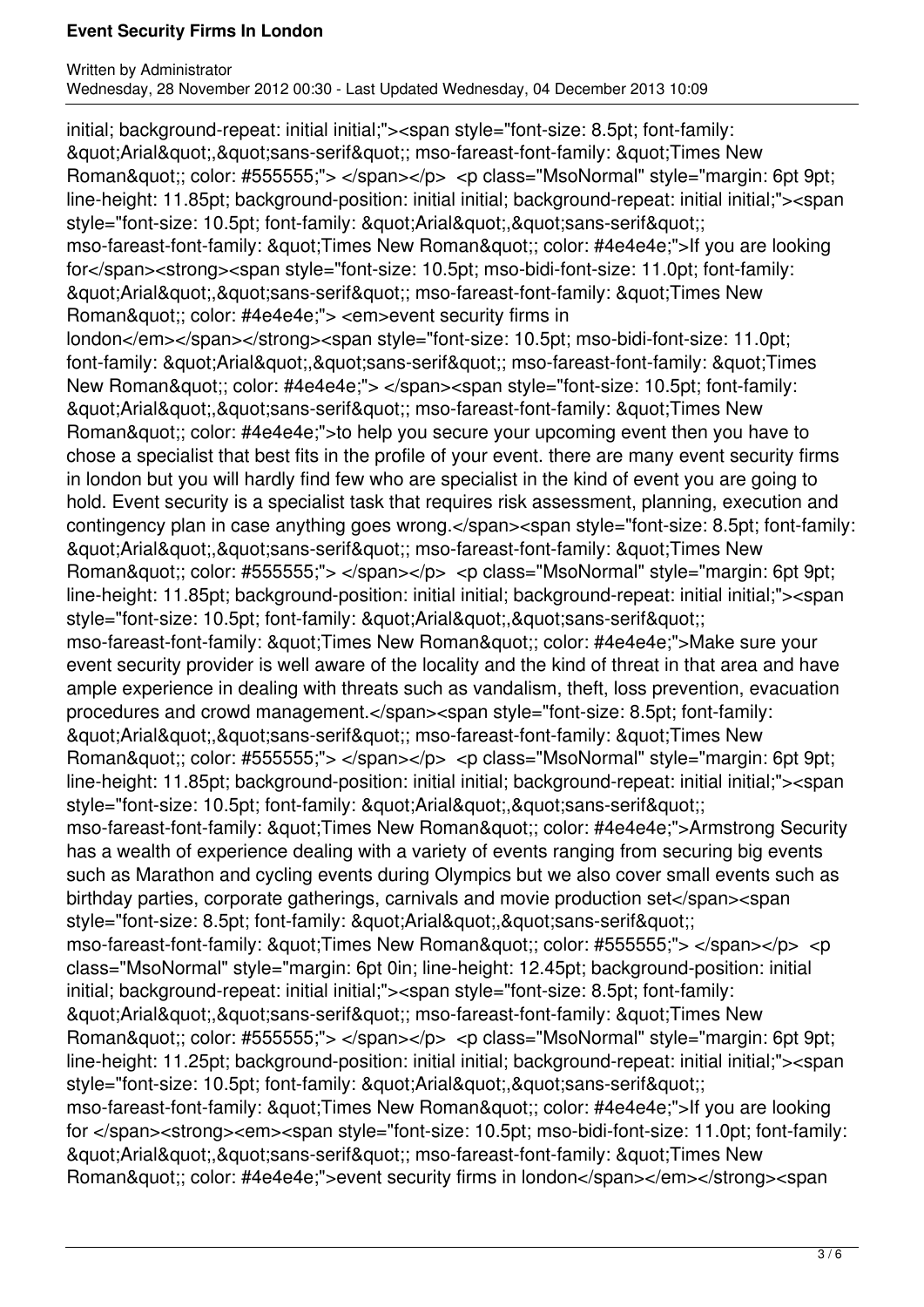initial; background-repeat: initial initial;"><span style="font-size: 8.5pt; font-family: &quot;Arial&quot;,&quot;sans-serif&quot;; mso-fareast-font-family: &quot;Times New Roman&quot;; color: #555555;"> </span></p> <p class="MsoNormal" style="margin: 6pt 9pt; line-height: 11.85pt; background-position: initial initial; background-repeat: initial initial;"><span style="font-size: 10.5pt; font-family: &quot;Arial&quot;,&quot;sans-serif&quot;; mso-fareast-font-family: &quot;Times New Roman&quot;; color: #4e4e4e;">If you are looking for</span><strong><span style="font-size: 10.5pt; mso-bidi-font-size: 11.0pt; font-family: &quot;Arial&quot;,&quot;sans-serif&quot;; mso-fareast-font-family: &quot;Times New Roman&quot;; color: #4e4e4e;"> <em>event security firms in london</em></span></strong><span style="font-size: 10.5pt; mso-bidi-font-size: 11.0pt; font-family: &quot;Arial&quot;,&quot;sans-serif&quot;; mso-fareast-font-family: &quot;Times New Roman&quot;; color: #4e4e4e;"> </span><span style="font-size: 10.5pt; font-family: &quot;Arial&quot;,&quot;sans-serif&quot;; mso-fareast-font-family: &quot;Times New Roman&quot;; color: #4e4e4e;">to help you secure your upcoming event then you have to chose a specialist that best fits in the profile of your event. there are many event security firms in london but you will hardly find few who are specialist in the kind of event you are going to hold. Event security is a specialist task that requires risk assessment, planning, execution and contingency plan in case anything goes wrong.</span><span style="font-size: 8.5pt; font-family: &quot;Arial&quot;,&quot;sans-serif&quot;; mso-fareast-font-family: &quot;Times New Roman&quot;; color: #555555;"> </span></p> <p class="MsoNormal" style="margin: 6pt 9pt; line-height: 11.85pt; background-position: initial initial; background-repeat: initial initial;"><span style="font-size: 10.5pt; font-family: &quot;Arial&quot;,&quot;sans-serif&quot;; mso-fareast-font-family: &quot;Times New Roman&quot;; color: #4e4e4e;">Make sure your event security provider is well aware of the locality and the kind of threat in that area and have ample experience in dealing with threats such as vandalism, theft, loss prevention, evacuation procedures and crowd management.</span><span style="font-size: 8.5pt; font-family: &quot;Arial&quot;,&quot;sans-serif&quot;; mso-fareast-font-family: &quot;Times New Roman&quot;; color: #555555;"> </span></p> <p class="MsoNormal" style="margin: 6pt 9pt; line-height: 11.85pt; background-position: initial initial; background-repeat: initial initial;"><span style="font-size: 10.5pt; font-family: &quot;Arial&quot;,&quot;sans-serif&quot;; mso-fareast-font-family: &quot;Times New Roman&quot;; color: #4e4e4e;">Armstrong Security has a wealth of experience dealing with a variety of events ranging from securing big events such as Marathon and cycling events during Olympics but we also cover small events such as birthday parties, corporate gatherings, carnivals and movie production set</span><span style="font-size: 8.5pt; font-family: &quot;Arial&quot;,&quot;sans-serif&quot;; mso-fareast-font-family: &quot;Times New Roman&quot;; color: #555555;"> </span></p> <p class="MsoNormal" style="margin: 6pt 0in; line-height: 12.45pt; background-position: initial initial; background-repeat: initial initial;"><span style="font-size: 8.5pt; font-family: &quot;Arial&quot;,&quot;sans-serif&quot;; mso-fareast-font-family: &quot;Times New Roman&quot;; color: #555555;"> </span></p> <p class="MsoNormal" style="margin: 6pt 9pt; line-height: 11.25pt; background-position: initial initial; background-repeat: initial initial;"><span style="font-size: 10.5pt; font-family: &quot;Arial&quot;,&quot;sans-serif&quot;; mso-fareast-font-family: &quot;Times New Roman&quot;; color: #4e4e4e;">If you are looking for </span><strong><em><span style="font-size: 10.5pt; mso-bidi-font-size: 11.0pt; font-family: &quot;Arial&quot;,&quot;sans-serif&quot;; mso-fareast-font-family: &quot;Times New Roman&quot;; color: #4e4e4e;">event security firms in london</span></em></strong><span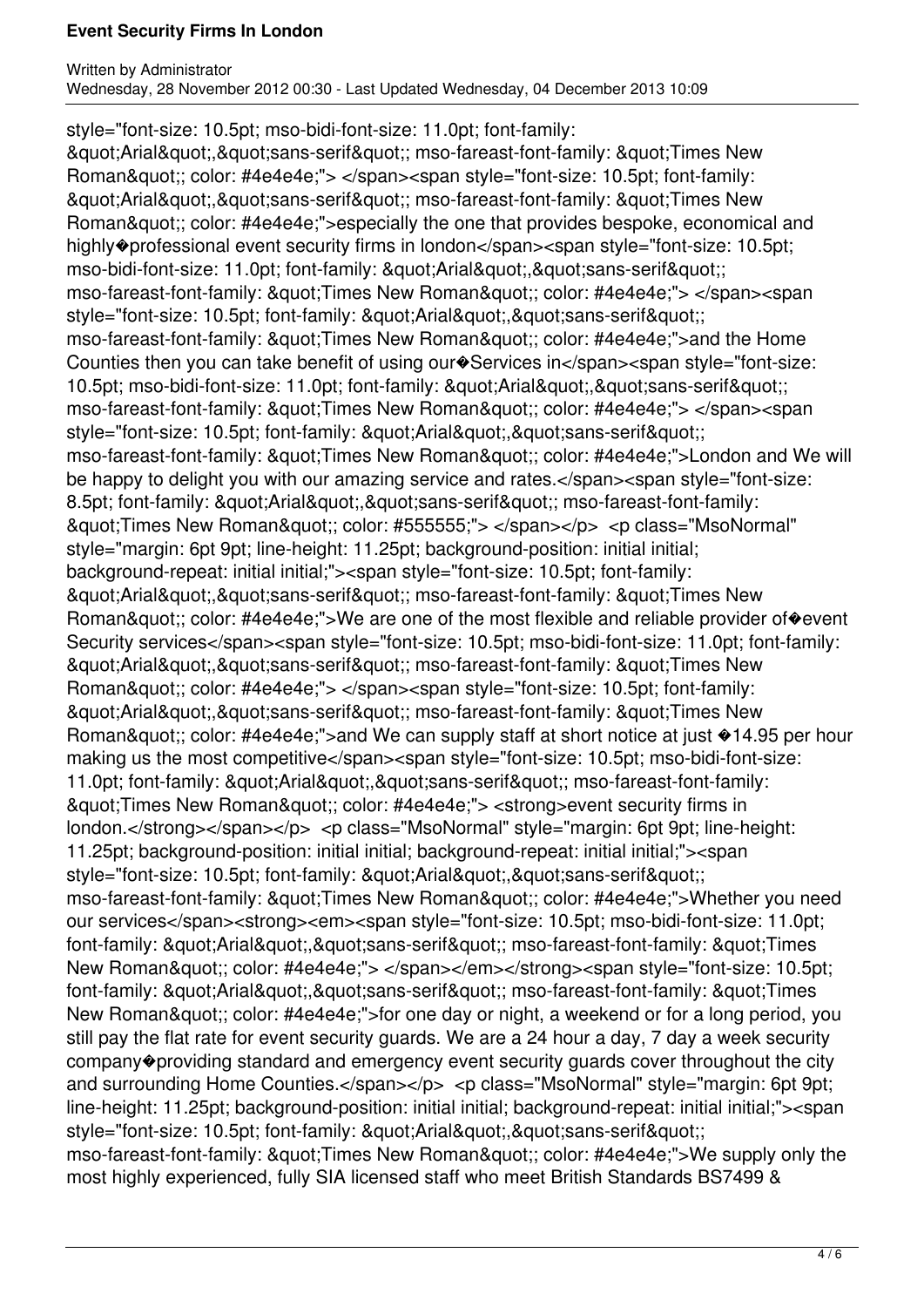style="font-size: 10.5pt; mso-bidi-font-size: 11.0pt; font-family: &quot;Arial&quot;,&quot;sans-serif&quot;; mso-fareast-font-family: &quot;Times New Roman&quot;; color: #4e4e4e;"> </span><span style="font-size: 10.5pt; font-family: &quot;Arial&quot;,&quot;sans-serif&quot;; mso-fareast-font-family: &quot;Times New Roman&quot;; color: #4e4e4e;">especially the one that provides bespoke, economical and highly�professional event security firms in london</span><span style="font-size: 10.5pt; mso-bidi-font-size: 11.0pt; font-family: &quot;Arial&quot;,&quot;sans-serif&quot;; mso-fareast-font-family: &quot;Times New Roman&quot;; color: #4e4e4e;"> </span><span style="font-size: 10.5pt; font-family: &quot;Arial&quot;,&quot;sans-serif&quot;; mso-fareast-font-family: &quot;Times New Roman&quot;; color: #4e4e4e;">and the Home Counties then you can take benefit of using our�Services in</span><span style="font-size: 10.5pt; mso-bidi-font-size: 11.0pt; font-family: &quot;Arial&quot;,&quot;sans-serif&quot;; mso-fareast-font-family: &quot;Times New Roman&quot;; color: #4e4e4e;"> </span><span style="font-size: 10.5pt; font-family: &quot;Arial&quot;,&quot;sans-serif&quot;; mso-fareast-font-family: &quot;Times New Roman&quot;; color: #4e4e4e;">London and We will be happy to delight you with our amazing service and rates.</span><span style="font-size: 8.5pt; font-family: &quot;Arial&quot;,&quot;sans-serif&quot;; mso-fareast-font-family: &quot;Times New Roman&quot;; color: #555555;"> </span></p> <p class="MsoNormal" style="margin: 6pt 9pt; line-height: 11.25pt; background-position: initial initial; background-repeat: initial initial;"><span style="font-size: 10.5pt; font-family: &quot;Arial&quot;,&quot;sans-serif&quot;; mso-fareast-font-family: &quot;Times New Roman&quot;; color: #4e4e4e;">We are one of the most flexible and reliable provider of�event Security services</span><span style="font-size: 10.5pt; mso-bidi-font-size: 11.0pt; font-family: &quot;Arial&quot;,&quot;sans-serif&quot;; mso-fareast-font-family: &quot;Times New Roman&quot;; color: #4e4e4e;"> </span><span style="font-size: 10.5pt; font-family: &quot;Arial&quot;,&quot;sans-serif&quot;; mso-fareast-font-family: &quot;Times New Roman&quot;; color: #4e4e4e;">and We can supply staff at short notice at just �14.95 per hour making us the most competitive</span><span style="font-size: 10.5pt; mso-bidi-font-size: 11.0pt; font-family: &quot;Arial&quot;,&quot;sans-serif&quot;; mso-fareast-font-family: &quot;Times New Roman&quot;; color: #4e4e4e;"> <strong>event security firms in london.</strong></span></p> <p class="MsoNormal" style="margin: 6pt 9pt; line-height: 11.25pt; background-position: initial initial; background-repeat: initial initial;"><span style="font-size: 10.5pt; font-family: &quot;Arial&quot;,&quot;sans-serif&quot;; mso-fareast-font-family: &quot;Times New Roman&quot;; color: #4e4e4e;">Whether you need our services</span><strong><em><span style="font-size: 10.5pt; mso-bidi-font-size: 11.0pt; font-family: &quot;Arial&quot;,&quot;sans-serif&quot;; mso-fareast-font-family: &quot;Times New Roman&quot;; color: #4e4e4e;"> </span></em></strong><span style="font-size: 10.5pt; font-family: &quot;Arial&quot;,&quot;sans-serif&quot;; mso-fareast-font-family: &quot;Times New Roman&quot;; color: #4e4e4e;">for one day or night, a weekend or for a long period, you still pay the flat rate for event security guards. We are a 24 hour a day, 7 day a week security company�providing standard and emergency event security guards cover throughout the city and surrounding Home Counties.</span></p> <p class="MsoNormal" style="margin: 6pt 9pt; line-height: 11.25pt; background-position: initial initial; background-repeat: initial initial;"><span style="font-size: 10.5pt; font-family: &quot;Arial&quot;,&quot;sans-serif&quot;; mso-fareast-font-family: &quot;Times New Roman&quot;; color: #4e4e4e;">We supply only the most highly experienced, fully SIA licensed staff who meet British Standards BS7499 &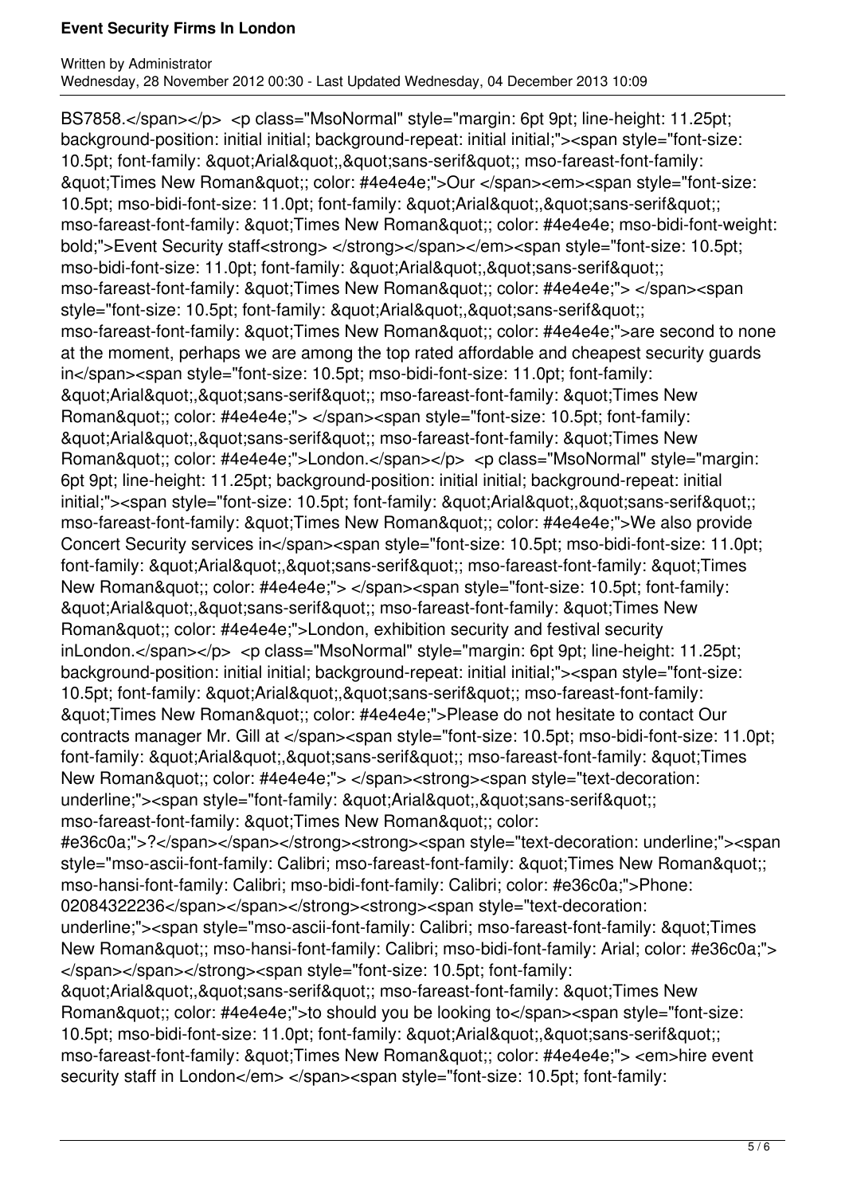BS7858.</span></p> <p class="MsoNormal" style="margin: 6pt 9pt; line-height: 11.25pt; background-position: initial initial; background-repeat: initial initial;"><span style="font-size: 10.5pt; font-family: &quot;Arial&quot;,&quot;sans-serif&quot;; mso-fareast-font-family: &quot;Times New Roman&quot;; color: #4e4e4e;">Our </span><em><span style="font-size: 10.5pt; mso-bidi-font-size: 11.0pt; font-family: &quot;Arial&quot;,&quot;sans-serif&quot;; mso-fareast-font-family: &quot;Times New Roman&quot;; color: #4e4e4e; mso-bidi-font-weight: bold;">Event Security staff<strong> </strong></span></em><span style="font-size: 10.5pt; mso-bidi-font-size: 11.0pt; font-family: &quot;Arial&quot;,&quot;sans-serif&quot;; mso-fareast-font-family: &quot;Times New Roman&quot;; color: #4e4e4e;"> </span><span style="font-size: 10.5pt; font-family: &quot;Arial&quot;,&quot;sans-serif&quot;; mso-fareast-font-family: &quot;Times New Roman&quot;; color: #4e4e4e;">are second to none at the moment, perhaps we are among the top rated affordable and cheapest security guards in</span><span style="font-size: 10.5pt; mso-bidi-font-size: 11.0pt; font-family: &quot;Arial&quot;,&quot;sans-serif&quot;; mso-fareast-font-family: &quot;Times New Roman&quot;; color: #4e4e4e;"> </span><span style="font-size: 10.5pt; font-family: &quot;Arial&quot;,&quot;sans-serif&quot;; mso-fareast-font-family: &quot;Times New Roman&quot;; color: #4e4e4e;">London.</span></p> <p class="MsoNormal" style="margin: 6pt 9pt; line-height: 11.25pt; background-position: initial initial; background-repeat: initial initial;"><span style="font-size: 10.5pt; font-family: &quot;Arial&quot;,&quot;sans-serif&quot;; mso-fareast-font-family: &quot;Times New Roman&quot;; color: #4e4e4e;">We also provide Concert Security services in</span><span style="font-size: 10.5pt; mso-bidi-font-size: 11.0pt; font-family: &quot;Arial&quot;,&quot;sans-serif&quot;; mso-fareast-font-family: &quot;Times New Roman&quot;; color: #4e4e4e;"> </span><span style="font-size: 10.5pt; font-family: &quot;Arial&quot;,&quot;sans-serif&quot;; mso-fareast-font-family: &quot;Times New Roman&quot;; color: #4e4e4e;">London, exhibition security and festival security inLondon.</span></p> <p class="MsoNormal" style="margin: 6pt 9pt; line-height: 11.25pt; background-position: initial initial; background-repeat: initial initial;"><span style="font-size: 10.5pt; font-family: &quot;Arial&quot;,&quot;sans-serif&quot;; mso-fareast-font-family: &quot;Times New Roman&quot;; color: #4e4e4e;">Please do not hesitate to contact Our contracts manager Mr. Gill at </span><span style="font-size: 10.5pt; mso-bidi-font-size: 11.0pt; font-family: &quot;Arial&quot;,&quot;sans-serif&quot;; mso-fareast-font-family: &quot;Times New Roman&quot;; color: #4e4e4e;"> </span><strong><span style="text-decoration: underline;"><span style="font-family: &quot;Arial&quot;,&quot;sans-serif&quot;; mso-fareast-font-family: &quot;Times New Roman&quot;; color: #e36c0a;">?</span></span></strong><strong><span style="text-decoration: underline;"><span style="mso-ascii-font-family: Calibri; mso-fareast-font-family: &quot;Times New Roman&quot;; mso-hansi-font-family: Calibri; mso-bidi-font-family: Calibri; color: #e36c0a;">Phone: 02084322236</span></span></strong><strong><span style="text-decoration: underline;"><span style="mso-ascii-font-family: Calibri; mso-fareast-font-family: &quot;Times New Roman&quot;; mso-hansi-font-family: Calibri; mso-bidi-font-family: Arial; color: #e36c0a;"> </span></span></strong><span style="font-size: 10.5pt; font-family: &quot;Arial&quot;,&quot;sans-serif&quot;; mso-fareast-font-family: &quot;Times New Roman&quot;; color: #4e4e4e;">to should you be looking to</span><span style="font-size: 10.5pt; mso-bidi-font-size: 11.0pt; font-family: &quot;Arial&quot;,&quot;sans-serif&quot;; mso-fareast-font-family: &quot;Times New Roman&quot;; color: #4e4e4e;"> <em>hire event security staff in London</em> </span><span style="font-size: 10.5pt; font-family: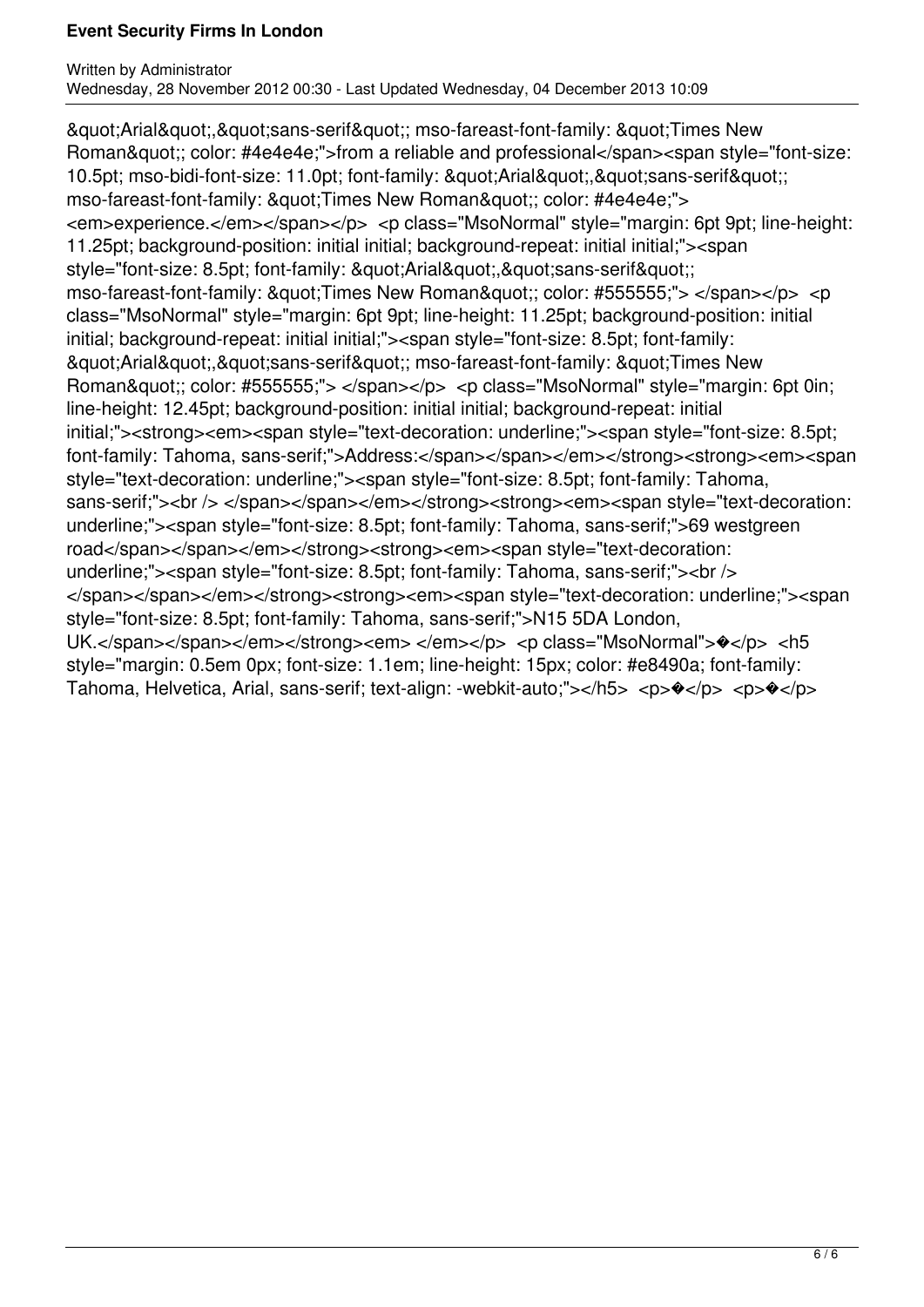&quot;Arial&quot;,&quot;sans-serif&quot;; mso-fareast-font-family: &quot;Times New Roman&quot;; color: #4e4e4e;">from a reliable and professional</span><span style="font-size: 10.5pt; mso-bidi-font-size: 11.0pt; font-family: &quot;Arial&quot;,&quot;sans-serif&quot;; mso-fareast-font-family: &quot;Times New Roman&quot;; color: #4e4e4e;"> <em>experience.</em></span></p> <p class="MsoNormal" style="margin: 6pt 9pt; line-height: 11.25pt; background-position: initial initial; background-repeat: initial initial;"><span style="font-size: 8.5pt; font-family: &quot;Arial&quot;,&quot;sans-serif&quot;; mso-fareast-font-family: &quot;Times New Roman&quot;; color: #555555;"> </span></p> <p class="MsoNormal" style="margin: 6pt 9pt; line-height: 11.25pt; background-position: initial initial; background-repeat: initial initial;"><span style="font-size: 8.5pt; font-family: &quot;Arial&quot;,&quot;sans-serif&quot;; mso-fareast-font-family: &quot;Times New Roman&quot;; color: #555555;"> </span></p> <p class="MsoNormal" style="margin: 6pt 0in; line-height: 12.45pt; background-position: initial initial; background-repeat: initial initial;"><strong><em><span style="text-decoration: underline;"><span style="font-size: 8.5pt; font-family: Tahoma, sans-serif;">Address:</span></span></em></strong><strong><em><span style="text-decoration: underline;"><span style="font-size: 8.5pt; font-family: Tahoma, sans-serif;"><br /> </span></span></em></strong><strong><em><span style="text-decoration: underline;"><span style="font-size: 8.5pt; font-family: Tahoma, sans-serif;">69 westgreen road</span></span></em></strong><strong><em><span style="text-decoration: underline;"><span style="font-size: 8.5pt; font-family: Tahoma, sans-serif;"><br /> </span></span></em></strong><strong><em><span style="text-decoration: underline;"><span style="font-size: 8.5pt; font-family: Tahoma, sans-serif;">N15 5DA London, UK.</span></span></em></strong><em> </em></p> <p class="MsoNormal">�</p> <h5 style="margin: 0.5em 0px; font-size: 1.1em; line-height: 15px; color: #e8490a; font-family: Tahoma, Helvetica, Arial, sans-serif; text-align: -webkit-auto;"></h5> <p>�</p> <p>�</p>